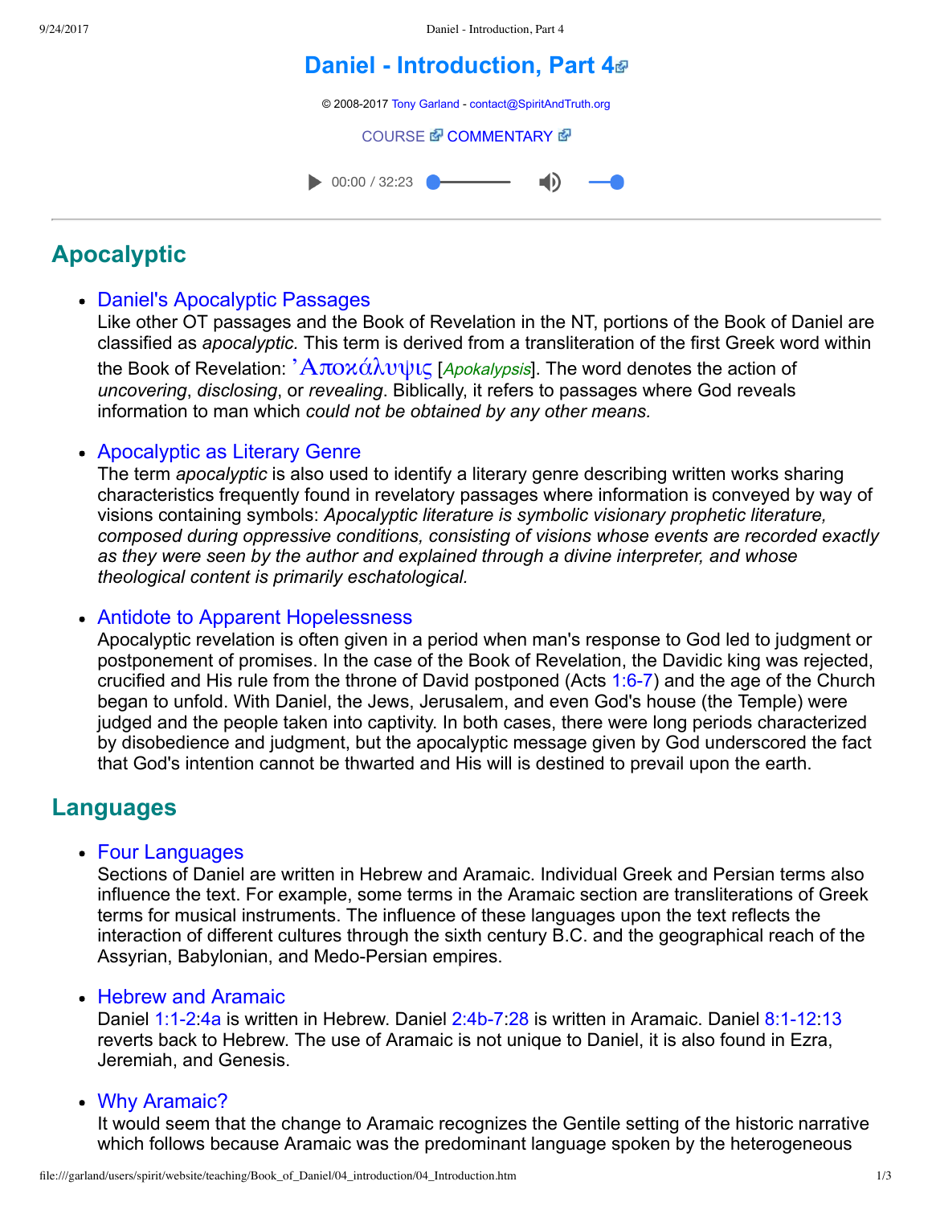# Daniel - Introduction, Part 4

© 2008-2017 Tony Garland - contact@SpiritAndTruth.org

COURSE COMMENTARY

## Apocalyptic

- Daniel's Apocalyptic Passages
  Like other OT passages and the Book of Revelation in the NT, portions of the Book of Daniel are classified as *apocalyptic*. This term is derived from a transliteration of the first Greek word within the Book of Revelation: Ἀποκάλυψις [*Apokalypsis*]. The word denotes the action of *uncovering*, *disclosing*, or *revealing*. Biblically, it refers to passages where God reveals information to man which *could not be obtained by any other means.*

- Apocalyptic as Literary Genre
  The term *apocalyptic* is also used to identify a literary genre describing written works sharing characteristics frequently found in revelatory passages where information is conveyed by way of visions containing symbols: *Apocalyptic literature is symbolic visionary prophetic literature, composed during oppressive conditions, consisting of visions whose events are recorded exactly as they were seen by the author and explained through a divine interpreter, and whose theological content is primarily eschatological.*

- Antidote to Apparent Hopelessness
  Apocalyptic revelation is often given in a period when man's response to God led to judgment or postponement of promises. In the case of the Book of Revelation, the Davidic king was rejected, crucified and His rule from the throne of David postponed (Acts 1:6-7) and the age of the Church began to unfold. With Daniel, the Jews, Jerusalem, and even God's house (the Temple) were judged and the people taken into captivity. In both cases, there were long periods characterized by disobedience and judgment, but the apocalyptic message given by God underscored the fact that God's intention cannot be thwarted and His will is destined to prevail upon the earth.

## Languages

- Four Languages
  Sections of Daniel are written in Hebrew and Aramaic. Individual Greek and Persian terms also influence the text. For example, some terms in the Aramaic section are transliterations of Greek terms for musical instruments. The influence of these languages upon the text reflects the interaction of different cultures through the sixth century B.C. and the geographical reach of the Assyrian, Babylonian, and Medo-Persian empires.

- Hebrew and Aramaic
  Daniel 1:1-2:4a is written in Hebrew. Daniel 2:4b-7:28 is written in Aramaic. Daniel 8:1-12:13 reverts back to Hebrew. The use of Aramaic is not unique to Daniel, it is also found in Ezra, Jeremiah, and Genesis.

- Why Aramaic?
  It would seem that the change to Aramaic recognizes the Gentile setting of the historic narrative which follows because Aramaic was the predominant language spoken by the heterogeneous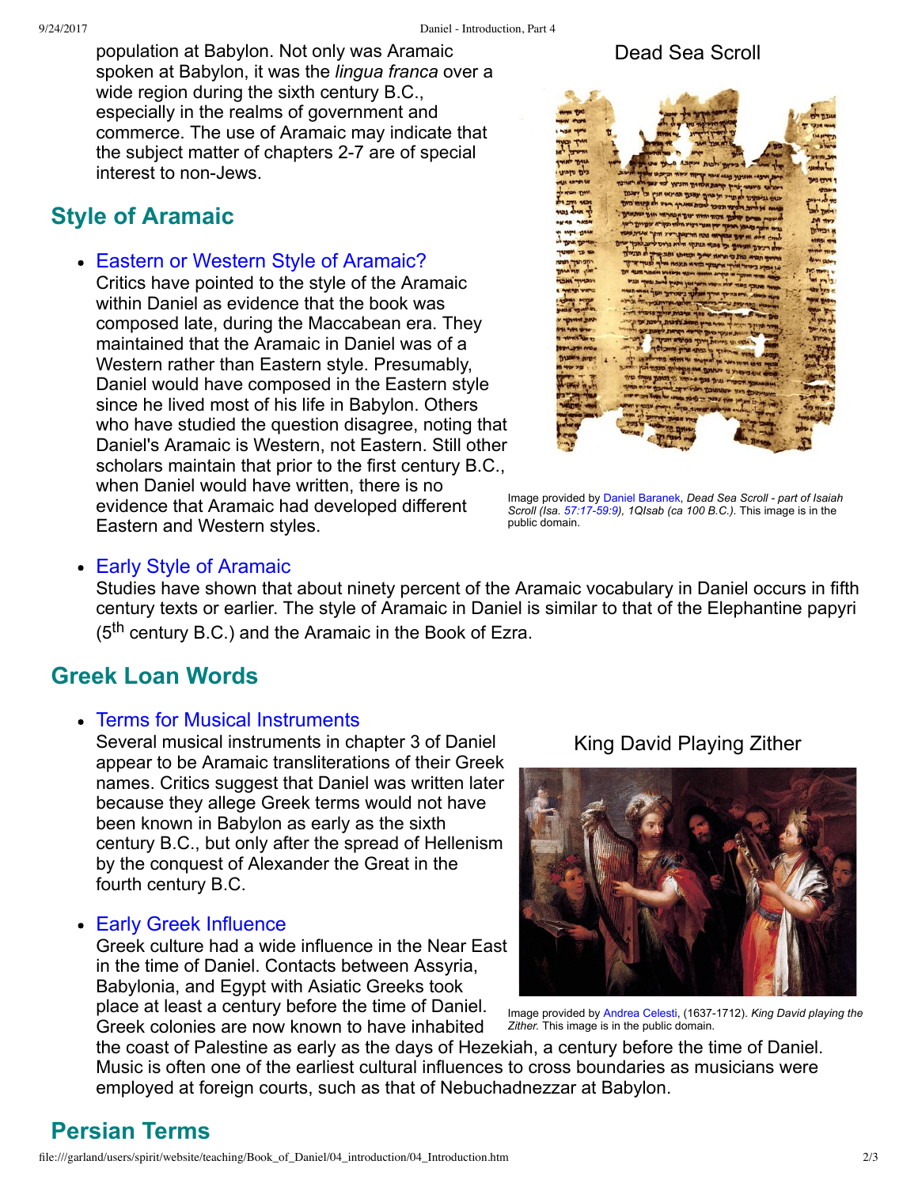population at Babylon. Not only was Aramaic spoken at Babylon, it was the *lingua franca* over a wide region during the sixth century B.C., especially in the realms of government and commerce. The use of Aramaic may indicate that the subject matter of chapters 2-7 are of special interest to non-Jews.

## Style of Aramaic

- Eastern or Western Style of Aramaic?
  Critics have pointed to the style of the Aramaic within Daniel as evidence that the book was composed late, during the Maccabean era. They maintained that the Aramaic in Daniel was of a Western rather than Eastern style. Presumably, Daniel would have composed in the Eastern style since he lived most of his life in Babylon. Others who have studied the question disagree, noting that Daniel's Aramaic is Western, not Eastern. Still other scholars maintain that prior to the first century B.C., when Daniel would have written, there is no evidence that Aramaic had developed different Eastern and Western styles.

Dead Sea Scroll

Image provided by Daniel Baranek, *Dead Sea Scroll - part of Isaiah Scroll (Isa. 57:17-59:9), 1QIsab (ca 100 B.C.).* This image is in the public domain.

- Early Style of Aramaic
  Studies have shown that about ninety percent of the Aramaic vocabulary in Daniel occurs in fifth century texts or earlier. The style of Aramaic in Daniel is similar to that of the Elephantine papyri (5th century B.C.) and the Aramaic in the Book of Ezra.

## Greek Loan Words

- Terms for Musical Instruments
  Several musical instruments in chapter 3 of Daniel appear to be Aramaic transliterations of their Greek names. Critics suggest that Daniel was written later because they allege Greek terms would not have been known in Babylon as early as the sixth century B.C., but only after the spread of Hellenism by the conquest of Alexander the Great in the fourth century B.C.

- Early Greek Influence
  Greek culture had a wide influence in the Near East in the time of Daniel. Contacts between Assyria, Babylonia, and Egypt with Asiatic Greeks took place at least a century before the time of Daniel. Greek colonies are now known to have inhabited the coast of Palestine as early as the days of Hezekiah, a century before the time of Daniel. Music is often one of the earliest cultural influences to cross boundaries as musicians were employed at foreign courts, such as that of Nebuchadnezzar at Babylon.

King David Playing Zither

Image provided by Andrea Celesti, (1637-1712). *King David playing the Zither.* This image is in the public domain.

## Persian Terms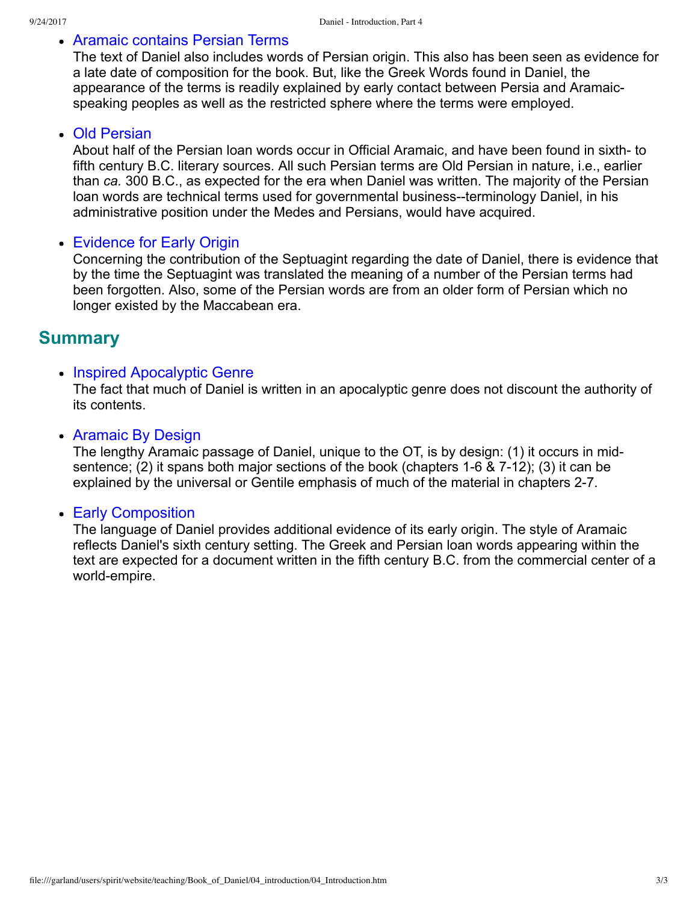- Aramaic contains Persian Terms

  The text of Daniel also includes words of Persian origin. This also has been seen as evidence for a late date of composition for the book. But, like the Greek Words found in Daniel, the appearance of the terms is readily explained by early contact between Persia and Aramaic-speaking peoples as well as the restricted sphere where the terms were employed.

- Old Persian

  About half of the Persian loan words occur in Official Aramaic, and have been found in sixth- to fifth century B.C. literary sources. All such Persian terms are Old Persian in nature, i.e., earlier than *ca.* 300 B.C., as expected for the era when Daniel was written. The majority of the Persian loan words are technical terms used for governmental business--terminology Daniel, in his administrative position under the Medes and Persians, would have acquired.

- Evidence for Early Origin

  Concerning the contribution of the Septuagint regarding the date of Daniel, there is evidence that by the time the Septuagint was translated the meaning of a number of the Persian terms had been forgotten. Also, some of the Persian words are from an older form of Persian which no longer existed by the Maccabean era.

## Summary

- Inspired Apocalyptic Genre

  The fact that much of Daniel is written in an apocalyptic genre does not discount the authority of its contents.

- Aramaic By Design

  The lengthy Aramaic passage of Daniel, unique to the OT, is by design: (1) it occurs in mid-sentence; (2) it spans both major sections of the book (chapters 1-6 & 7-12); (3) it can be explained by the universal or Gentile emphasis of much of the material in chapters 2-7.

- Early Composition

  The language of Daniel provides additional evidence of its early origin. The style of Aramaic reflects Daniel's sixth century setting. The Greek and Persian loan words appearing within the text are expected for a document written in the fifth century B.C. from the commercial center of a world-empire.